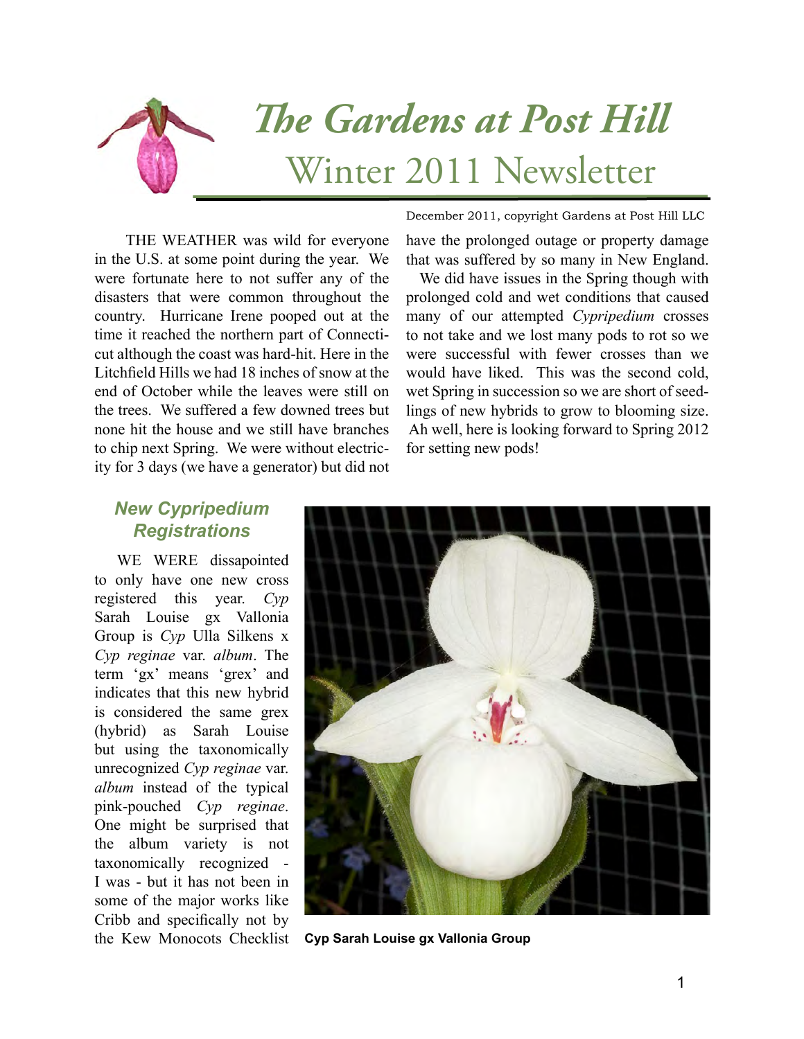# *The Gardens at Post Hill*
## Winter 2011 Newsletter

December 2011, copyright Gardens at Post Hill LLC

THE WEATHER was wild for everyone in the U.S. at some point during the year. We were fortunate here to not suffer any of the disasters that were common throughout the country. Hurricane Irene pooped out at the time it reached the northern part of Connecticut although the coast was hard-hit. Here in the Litchfield Hills we had 18 inches of snow at the end of October while the leaves were still on the trees. We suffered a few downed trees but none hit the house and we still have branches to chip next Spring. We were without electricity for 3 days (we have a generator) but did not have the prolonged outage or property damage that was suffered by so many in New England.

We did have issues in the Spring though with prolonged cold and wet conditions that caused many of our attempted *Cypripedium* crosses to not take and we lost many pods to rot so we were successful with fewer crosses than we would have liked. This was the second cold, wet Spring in succession so we are short of seedlings of new hybrids to grow to blooming size. Ah well, here is looking forward to Spring 2012 for setting new pods!

### *New Cypripedium Registrations*

WE WERE dissapointed to only have one new cross registered this year. *Cyp* Sarah Louise gx Vallonia Group is *Cyp* Ulla Silkens x *Cyp reginae* var. *album*. The term 'gx' means 'grex' and indicates that this new hybrid is considered the same grex (hybrid) as Sarah Louise but using the taxonomically unrecognized *Cyp reginae* var. *album* instead of the typical pink-pouched *Cyp reginae*. One might be surprised that the album variety is not taxonomically recognized - I was - but it has not been in some of the major works like Cribb and specifically not by the Kew Monocots Checklist

**Cyp Sarah Louise gx Vallonia Group**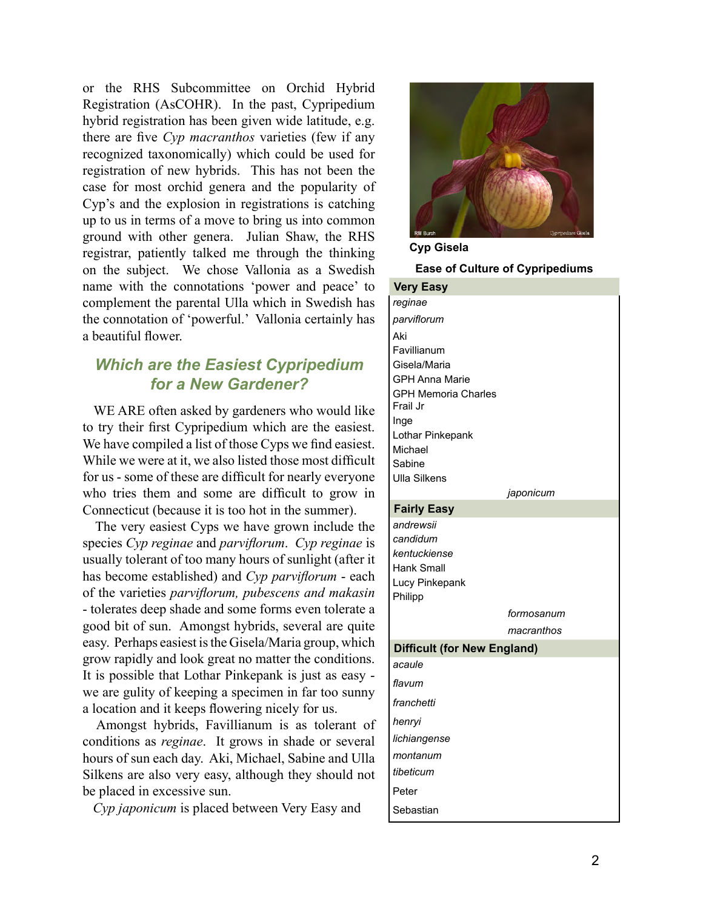or the RHS Subcommittee on Orchid Hybrid Registration (AsCOHR). In the past, Cypripedium hybrid registration has been given wide latitude, e.g. there are five *Cyp macranthos* varieties (few if any recognized taxonomically) which could be used for registration of new hybrids. This has not been the case for most orchid genera and the popularity of Cyp's and the explosion in registrations is catching up to us in terms of a move to bring us into common ground with other genera. Julian Shaw, the RHS registrar, patiently talked me through the thinking on the subject. We chose Vallonia as a Swedish name with the connotations 'power and peace' to complement the parental Ulla which in Swedish has the connotation of 'powerful.' Vallonia certainly has a beautiful flower.

## Which are the Easiest Cypripedium for a New Gardener?

WE ARE often asked by gardeners who would like to try their first Cypripedium which are the easiest. We have compiled a list of those Cyps we find easiest. While we were at it, we also listed those most difficult for us - some of these are difficult for nearly everyone who tries them and some are difficult to grow in Connecticut (because it is too hot in the summer).

The very easiest Cyps we have grown include the species *Cyp reginae* and *parviflorum*. *Cyp reginae* is usually tolerant of too many hours of sunlight (after it has become established) and *Cyp parviflorum* - each of the varieties *parviflorum, pubescens and makasin* - tolerates deep shade and some forms even tolerate a good bit of sun. Amongst hybrids, several are quite easy. Perhaps easiest is the Gisela/Maria group, which grow rapidly and look great no matter the conditions. It is possible that Lothar Pinkepank is just as easy - we are gulity of keeping a specimen in far too sunny a location and it keeps flowering nicely for us.

Amongst hybrids, Favillianum is as tolerant of conditions as *reginae*. It grows in shade or several hours of sun each day. Aki, Michael, Sabine and Ulla Silkens are also very easy, although they should not be placed in excessive sun.

*Cyp japonicum* is placed between Very Easy and

Cyp Gisela

**Ease of Culture of Cypripediums**

| Ease of Culture | Cypripedium |
|---|---|
| **Very Easy** | |
| | *reginae* |
| | *parviflorum* |
| | Aki |
| | Favillianum |
| | Gisela/Maria |
| | GPH Anna Marie |
| | GPH Memoria Charles Frail Jr |
| | Inge |
| | Lothar Pinkepank |
| | Michael |
| | Sabine |
| | Ulla Silkens |
| | *japonicum* |
| **Fairly Easy** | |
| | *andrewsii* |
| | *candidum* |
| | *kentuckiense* |
| | Hank Small |
| | Lucy Pinkepank |
| | Philipp |
| | *formosanum* |
| | *macranthos* |
| **Difficult (for New England)** | |
| | *acaule* |
| | *flavum* |
| | *franchetti* |
| | *henryi* |
| | *lichiangense* |
| | *montanum* |
| | *tibeticum* |
| | Peter |
| | Sebastian |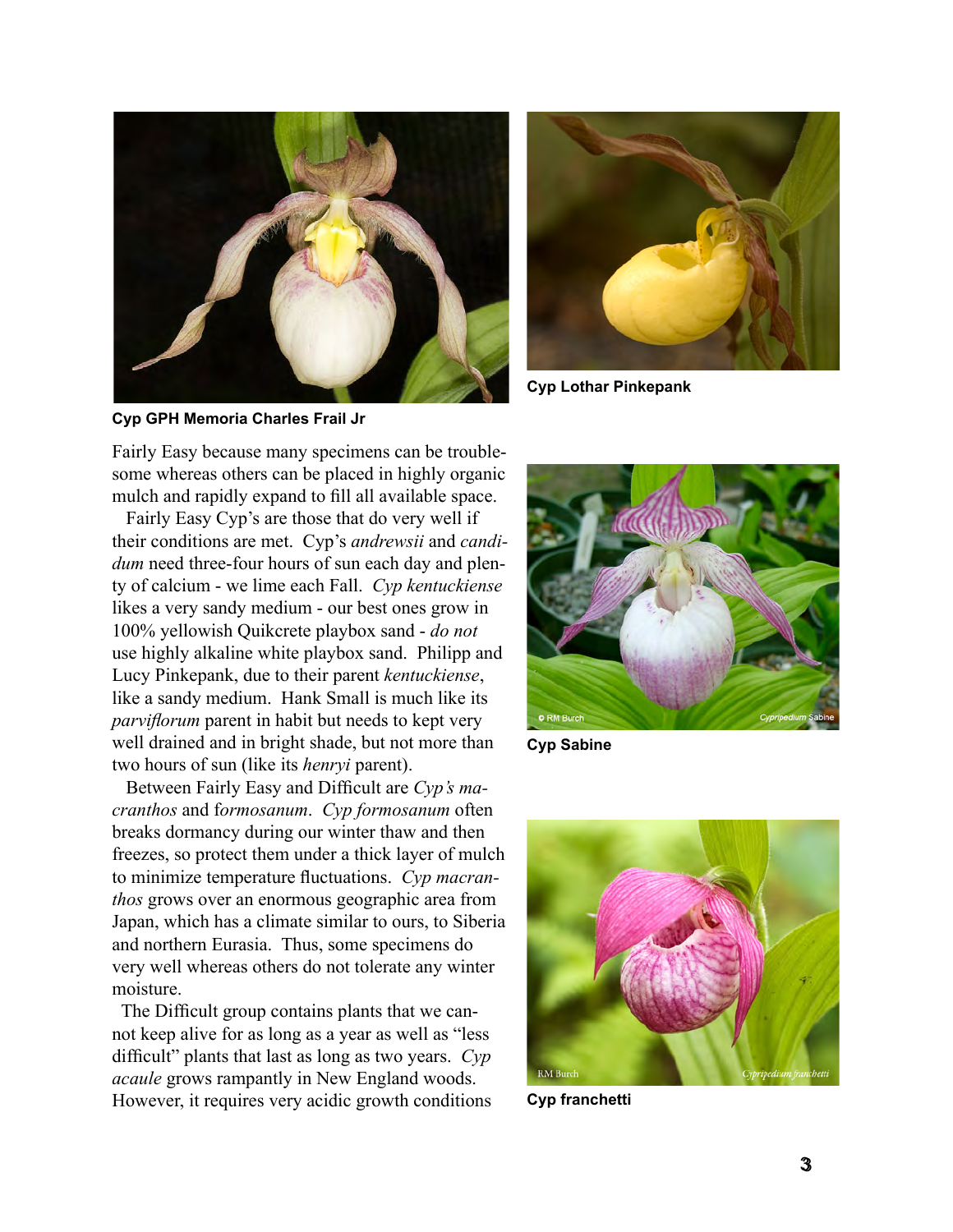**Cyp GPH Memoria Charles Frail Jr**

**Cyp Lothar Pinkepank**

Fairly Easy because many specimens can be troublesome whereas others can be placed in highly organic mulch and rapidly expand to fill all available space.

Fairly Easy Cyp's are those that do very well if their conditions are met. Cyp's *andrewsii* and *candidum* need three-four hours of sun each day and plenty of calcium - we lime each Fall. *Cyp kentuckiense* likes a very sandy medium - our best ones grow in 100% yellowish Quikcrete playbox sand - *do not* use highly alkaline white playbox sand. Philipp and Lucy Pinkepank, due to their parent *kentuckiense*, like a sandy medium. Hank Small is much like its *parviflorum* parent in habit but needs to kept very well drained and in bright shade, but not more than two hours of sun (like its *henryi* parent).

Between Fairly Easy and Difficult are *Cyp's macranthos* and f*ormosanum*. *Cyp formosanum* often breaks dormancy during our winter thaw and then freezes, so protect them under a thick layer of mulch to minimize temperature fluctuations. *Cyp macranthos* grows over an enormous geographic area from Japan, which has a climate similar to ours, to Siberia and northern Eurasia. Thus, some specimens do very well whereas others do not tolerate any winter moisture.

The Difficult group contains plants that we cannot keep alive for as long as a year as well as "less difficult" plants that last as long as two years. *Cyp acaule* grows rampantly in New England woods. However, it requires very acidic growth conditions

**Cyp Sabine**

**Cyp franchetti**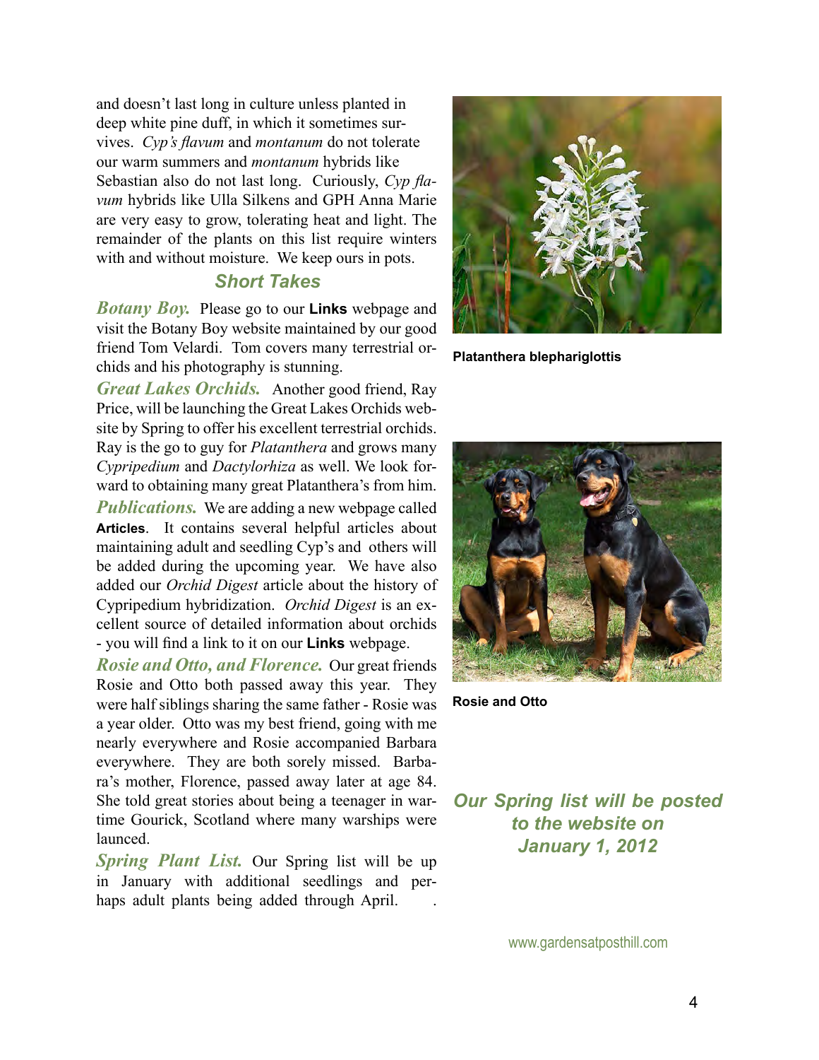and doesn't last long in culture unless planted in deep white pine duff, in which it sometimes survives. *Cyp's flavum* and *montanum* do not tolerate our warm summers and *montanum* hybrids like Sebastian also do not last long. Curiously, *Cyp flavum* hybrids like Ulla Silkens and GPH Anna Marie are very easy to grow, tolerating heat and light. The remainder of the plants on this list require winters with and without moisture. We keep ours in pots.

## *Short Takes*

***Botany Boy.*** Please go to our **Links** webpage and visit the Botany Boy website maintained by our good friend Tom Velardi. Tom covers many terrestrial orchids and his photography is stunning.

***Great Lakes Orchids.*** Another good friend, Ray Price, will be launching the Great Lakes Orchids website by Spring to offer his excellent terrestrial orchids. Ray is the go to guy for *Platanthera* and grows many *Cypripedium* and *Dactylorhiza* as well. We look forward to obtaining many great Platanthera's from him.

***Publications.*** We are adding a new webpage called **Articles**. It contains several helpful articles about maintaining adult and seedling Cyp's and others will be added during the upcoming year. We have also added our *Orchid Digest* article about the history of Cypripedium hybridization. *Orchid Digest* is an excellent source of detailed information about orchids - you will find a link to it on our **Links** webpage.

***Rosie and Otto, and Florence.*** Our great friends Rosie and Otto both passed away this year. They were half siblings sharing the same father - Rosie was a year older. Otto was my best friend, going with me nearly everywhere and Rosie accompanied Barbara everywhere. They are both sorely missed. Barbara's mother, Florence, passed away later at age 84. She told great stories about being a teenager in wartime Gourick, Scotland where many warships were launced.

***Spring Plant List.*** Our Spring list will be up in January with additional seedlings and perhaps adult plants being added through April.

**Platanthera blephariglottis**

**Rosie and Otto**

***Our Spring list will be posted to the website on January 1, 2012***

www.gardensatposthill.com